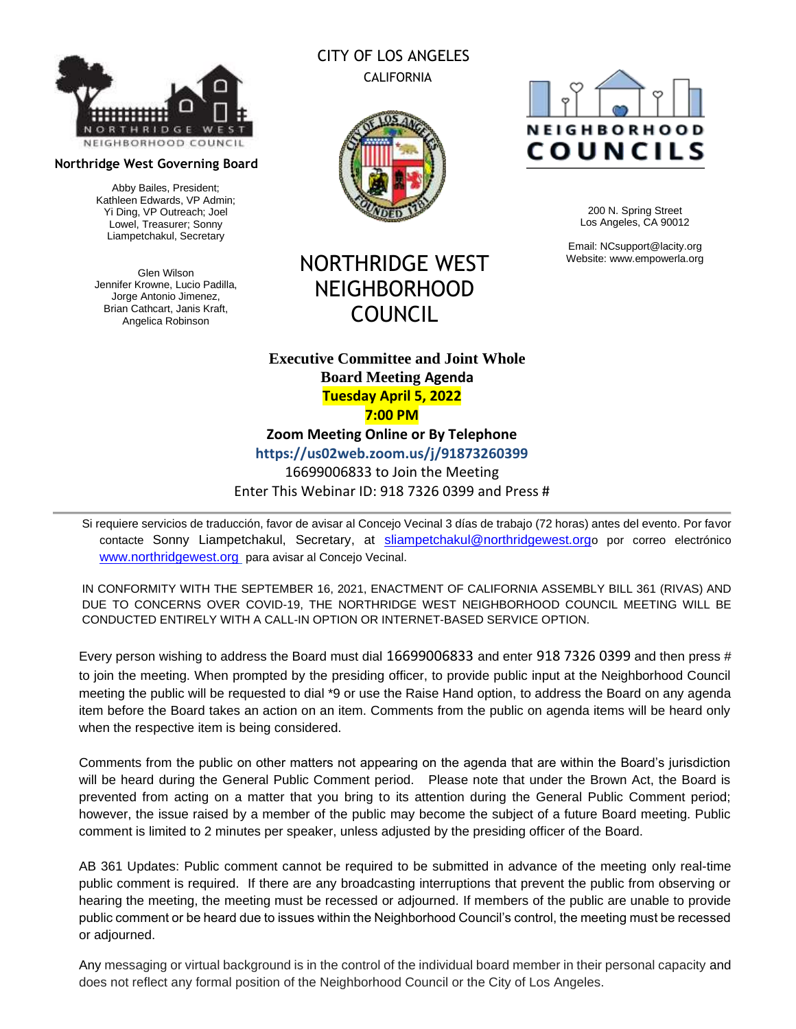NORTHRIDGE WEST NEIGHBORHOOD COUNCIL

**Northridge West Governing Board**

Abby Bailes, President;
Kathleen Edwards, VP Admin;
Yi Ding, VP Outreach; Joel Lowel, Treasurer; Sonny Liampetchakul, Secretary

Glen Wilson
Jennifer Krowne, Lucio Padilla, Jorge Antonio Jimenez, Brian Cathcart, Janis Kraft, Angelica Robinson

CITY OF LOS ANGELES
CALIFORNIA

NEIGHBORHOOD COUNCILS

200 N. Spring Street
Los Angeles, CA 90012

Email: NCsupport@lacity.org
Website: www.empowerla.org

# NORTHRIDGE WEST NEIGHBORHOOD COUNCIL

**Executive Committee and Joint Whole Board Meeting Agenda**
**Tuesday April 5, 2022**
**7:00 PM**
**Zoom Meeting Online or By Telephone**
**https://us02web.zoom.us/j/91873260399**
16699006833 to Join the Meeting
Enter This Webinar ID: 918 7326 0399 and Press #

---

Si requiere servicios de traducción, favor de avisar al Concejo Vecinal 3 días de trabajo (72 horas) antes del evento. Por favor contacte Sonny Liampetchakul, Secretary, at sliampetchakul@northridgewest.org o por correo electrónico www.northridgewest.org para avisar al Concejo Vecinal.

IN CONFORMITY WITH THE SEPTEMBER 16, 2021, ENACTMENT OF CALIFORNIA ASSEMBLY BILL 361 (RIVAS) AND DUE TO CONCERNS OVER COVID-19, THE NORTHRIDGE WEST NEIGHBORHOOD COUNCIL MEETING WILL BE CONDUCTED ENTIRELY WITH A CALL-IN OPTION OR INTERNET-BASED SERVICE OPTION.

Every person wishing to address the Board must dial 16699006833 and enter 918 7326 0399 and then press # to join the meeting. When prompted by the presiding officer, to provide public input at the Neighborhood Council meeting the public will be requested to dial *9 or use the Raise Hand option, to address the Board on any agenda item before the Board takes an action on an item. Comments from the public on agenda items will be heard only when the respective item is being considered.

Comments from the public on other matters not appearing on the agenda that are within the Board's jurisdiction will be heard during the General Public Comment period. Please note that under the Brown Act, the Board is prevented from acting on a matter that you bring to its attention during the General Public Comment period; however, the issue raised by a member of the public may become the subject of a future Board meeting. Public comment is limited to 2 minutes per speaker, unless adjusted by the presiding officer of the Board.

AB 361 Updates: Public comment cannot be required to be submitted in advance of the meeting only real-time public comment is required. If there are any broadcasting interruptions that prevent the public from observing or hearing the meeting, the meeting must be recessed or adjourned. If members of the public are unable to provide public comment or be heard due to issues within the Neighborhood Council's control, the meeting must be recessed or adjourned.

Any messaging or virtual background is in the control of the individual board member in their personal capacity and does not reflect any formal position of the Neighborhood Council or the City of Los Angeles.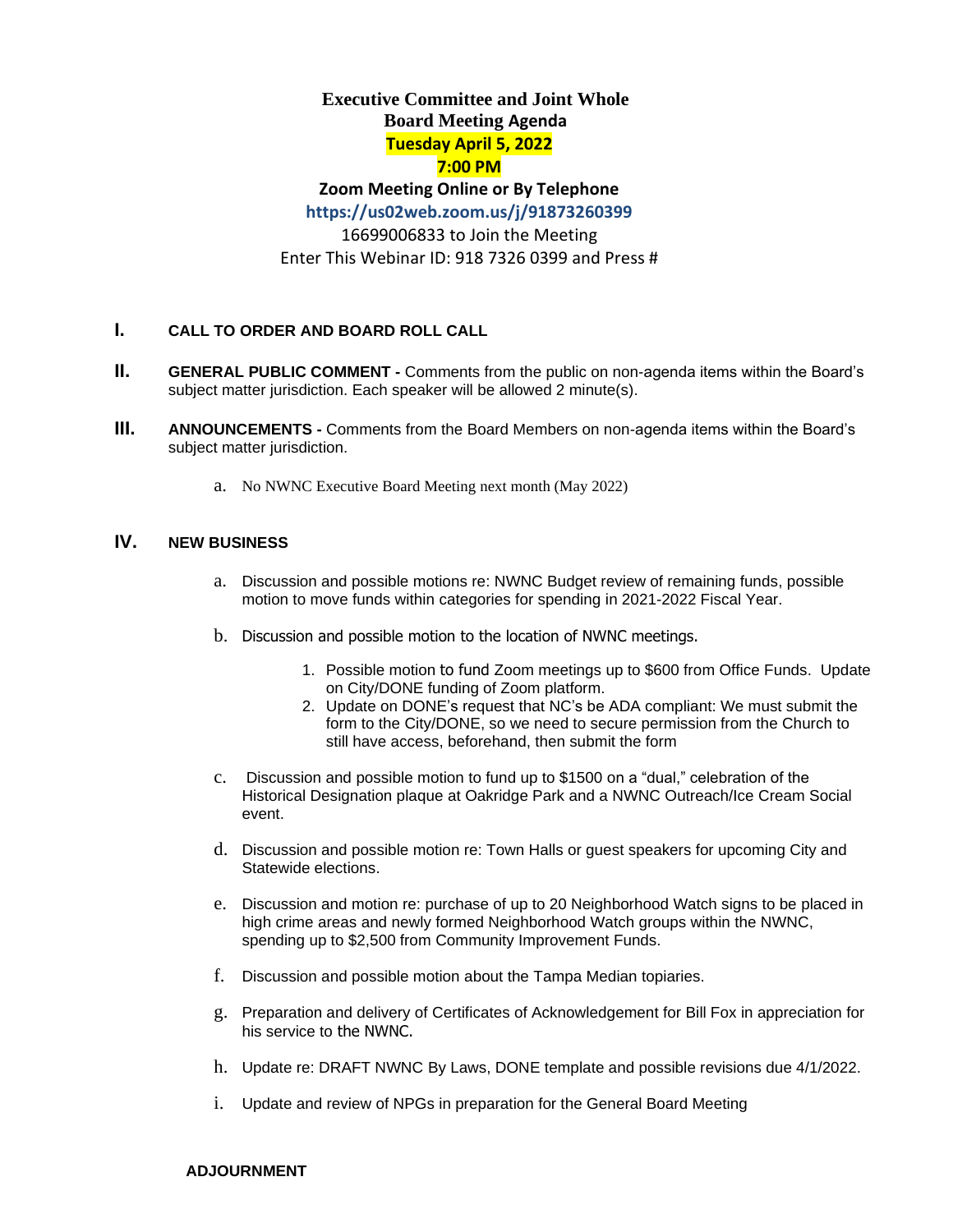# Executive Committee and Joint Whole Board Meeting Agenda

**Tuesday April 5, 2022**

**7:00 PM**

**Zoom Meeting Online or By Telephone**

**https://us02web.zoom.us/j/91873260399**

16699006833 to Join the Meeting

Enter This Webinar ID: 918 7326 0399 and Press #

## I. CALL TO ORDER AND BOARD ROLL CALL

## II. GENERAL PUBLIC COMMENT

**GENERAL PUBLIC COMMENT -** Comments from the public on non-agenda items within the Board's subject matter jurisdiction. Each speaker will be allowed 2 minute(s).

## III. ANNOUNCEMENTS

**ANNOUNCEMENTS -** Comments from the Board Members on non-agenda items within the Board's subject matter jurisdiction.

a. No NWNC Executive Board Meeting next month (May 2022)

## IV. NEW BUSINESS

a. Discussion and possible motions re: NWNC Budget review of remaining funds, possible motion to move funds within categories for spending in 2021-2022 Fiscal Year.

b. Discussion and possible motion to the location of NWNC meetings.

1. Possible motion to fund Zoom meetings up to $600 from Office Funds. Update on City/DONE funding of Zoom platform.
2. Update on DONE's request that NC's be ADA compliant: We must submit the form to the City/DONE, so we need to secure permission from the Church to still have access, beforehand, then submit the form

c. Discussion and possible motion to fund up to $1500 on a "dual," celebration of the Historical Designation plaque at Oakridge Park and a NWNC Outreach/Ice Cream Social event.

d. Discussion and possible motion re: Town Halls or guest speakers for upcoming City and Statewide elections.

e. Discussion and motion re: purchase of up to 20 Neighborhood Watch signs to be placed in high crime areas and newly formed Neighborhood Watch groups within the NWNC, spending up to $2,500 from Community Improvement Funds.

f. Discussion and possible motion about the Tampa Median topiaries.

g. Preparation and delivery of Certificates of Acknowledgement for Bill Fox in appreciation for his service to the NWNC.

h. Update re: DRAFT NWNC By Laws, DONE template and possible revisions due 4/1/2022.

i. Update and review of NPGs in preparation for the General Board Meeting

**ADJOURNMENT**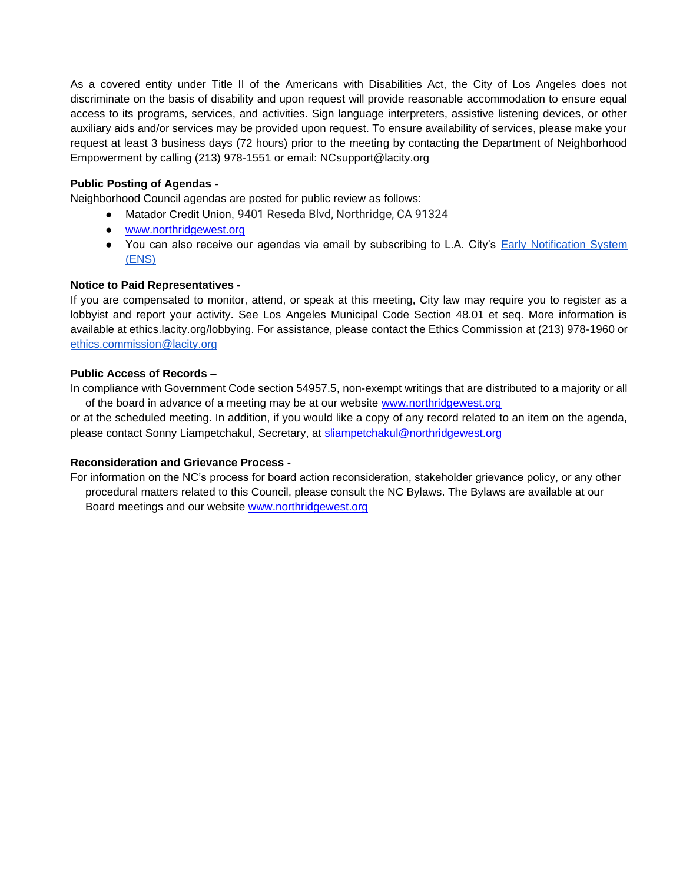As a covered entity under Title II of the Americans with Disabilities Act, the City of Los Angeles does not discriminate on the basis of disability and upon request will provide reasonable accommodation to ensure equal access to its programs, services, and activities. Sign language interpreters, assistive listening devices, or other auxiliary aids and/or services may be provided upon request. To ensure availability of services, please make your request at least 3 business days (72 hours) prior to the meeting by contacting the Department of Neighborhood Empowerment by calling (213) 978-1551 or email: NCsupport@lacity.org

**Public Posting of Agendas -**
Neighborhood Council agendas are posted for public review as follows:

- Matador Credit Union, 9401 Reseda Blvd, Northridge, CA 91324
- www.northridgewest.org
- You can also receive our agendas via email by subscribing to L.A. City's Early Notification System (ENS)

**Notice to Paid Representatives -**
If you are compensated to monitor, attend, or speak at this meeting, City law may require you to register as a lobbyist and report your activity. See Los Angeles Municipal Code Section 48.01 et seq. More information is available at ethics.lacity.org/lobbying. For assistance, please contact the Ethics Commission at (213) 978-1960 or ethics.commission@lacity.org

**Public Access of Records –**
In compliance with Government Code section 54957.5, non-exempt writings that are distributed to a majority or all of the board in advance of a meeting may be at our website www.northridgewest.org or at the scheduled meeting. In addition, if you would like a copy of any record related to an item on the agenda, please contact Sonny Liampetchakul, Secretary, at sliampetchakul@northridgewest.org

**Reconsideration and Grievance Process -**
For information on the NC's process for board action reconsideration, stakeholder grievance policy, or any other procedural matters related to this Council, please consult the NC Bylaws. The Bylaws are available at our Board meetings and our website www.northridgewest.org